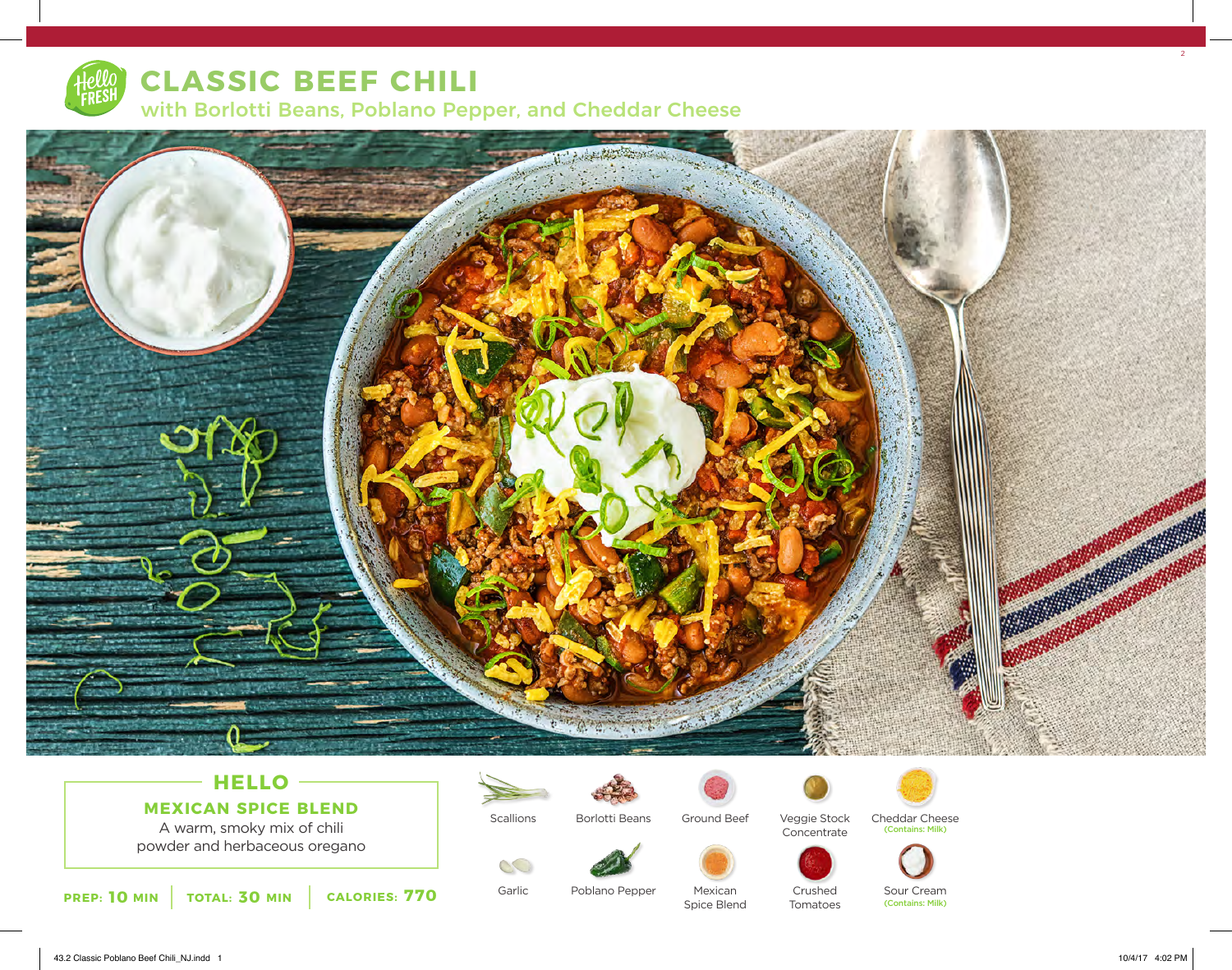# CLASSIC BEEF CHILI

## with Borlotti Beans, Poblano Pepper, and Cheddar Cheese

### HELLO

**MEXICAN SPICE BLEND**

A warm, smoky mix of chili powder and herbaceous oregano

**PREP:** 10 MIN | **TOTAL:** 30 MIN | **CALORIES:** 770

- Scallions
- Borlotti Beans
- Ground Beef
- Veggie Stock Concentrate
- Cheddar Cheese (Contains: Milk)
- Garlic
- Poblano Pepper
- Mexican Spice Blend
- Crushed Tomatoes
- Sour Cream (Contains: Milk)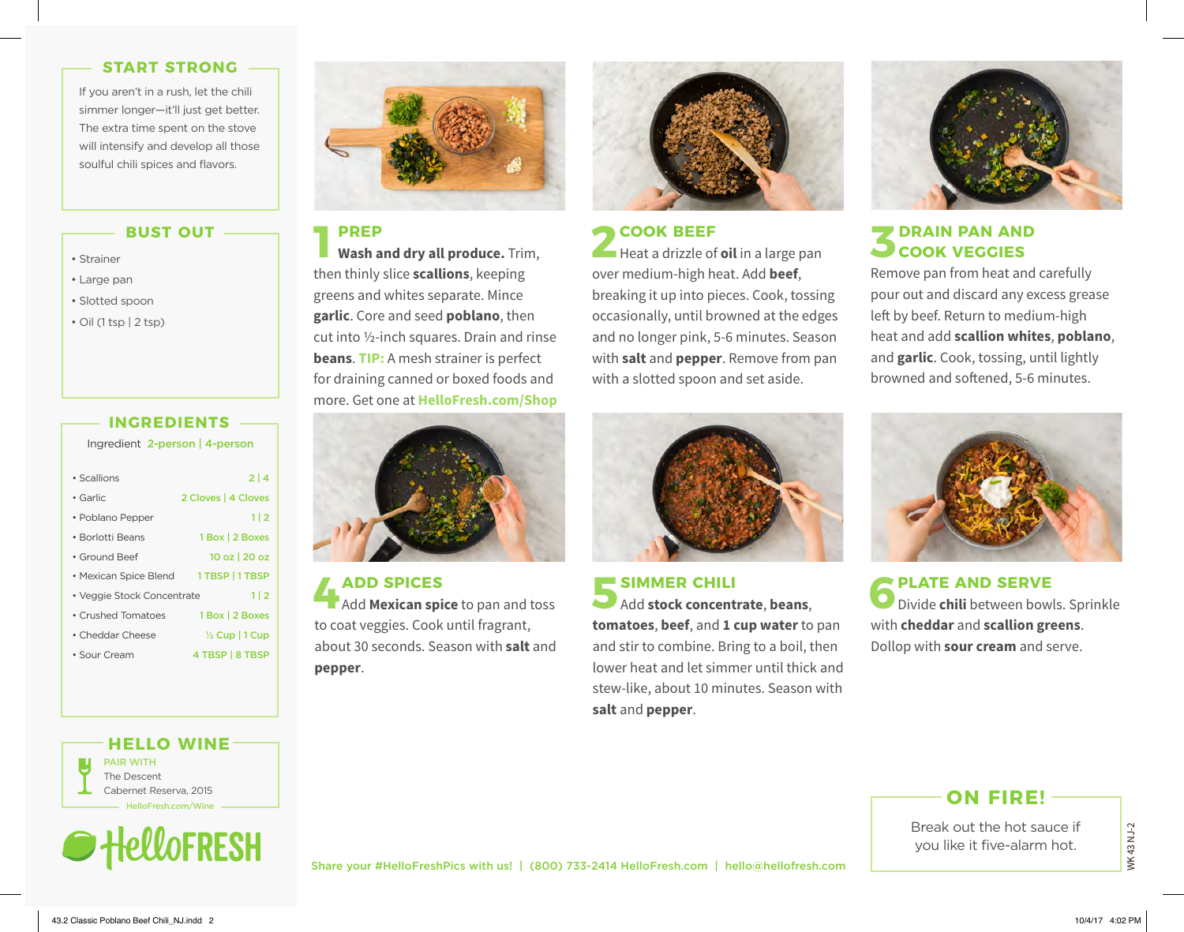## START STRONG

If you aren't in a rush, let the chili simmer longer—it'll just get better. The extra time spent on the stove will intensify and develop all those soulful chili spices and flavors.

## BUST OUT

- Strainer
- Large pan
- Slotted spoon
- Oil (1 tsp | 2 tsp)

## INGREDIENTS

| Ingredient | 2-person \| 4-person |
| --- | --- |
| • Scallions | 2 \| 4 |
| • Garlic | 2 Cloves \| 4 Cloves |
| • Poblano Pepper | 1 \| 2 |
| • Borlotti Beans | 1 Box \| 2 Boxes |
| • Ground Beef | 10 oz \| 20 oz |
| • Mexican Spice Blend | 1 TBSP \| 1 TBSP |
| • Veggie Stock Concentrate | 1 \| 2 |
| • Crushed Tomatoes | 1 Box \| 2 Boxes |
| • Cheddar Cheese | ½ Cup \| 1 Cup |
| • Sour Cream | 4 TBSP \| 8 TBSP |

## HELLO WINE

PAIR WITH
The Descent
Cabernet Reserva, 2015
HelloFresh.com/Wine

HelloFRESH

## 1 PREP

**Wash and dry all produce.** Trim, then thinly slice **scallions**, keeping greens and whites separate. Mince **garlic**. Core and seed **poblano**, then cut into ½-inch squares. Drain and rinse **beans**. **TIP:** A mesh strainer is perfect for draining canned or boxed foods and more. Get one at **HelloFresh.com/Shop**

## 2 COOK BEEF

Heat a drizzle of **oil** in a large pan over medium-high heat. Add **beef**, breaking it up into pieces. Cook, tossing occasionally, until browned at the edges and no longer pink, 5-6 minutes. Season with **salt** and **pepper**. Remove from pan with a slotted spoon and set aside.

## 3 DRAIN PAN AND COOK VEGGIES

Remove pan from heat and carefully pour out and discard any excess grease left by beef. Return to medium-high heat and add **scallion whites**, **poblano**, and **garlic**. Cook, tossing, until lightly browned and softened, 5-6 minutes.

## 4 ADD SPICES

Add **Mexican spice** to pan and toss to coat veggies. Cook until fragrant, about 30 seconds. Season with **salt** and **pepper**.

## 5 SIMMER CHILI

Add **stock concentrate**, **beans**, **tomatoes**, **beef**, and **1 cup water** to pan and stir to combine. Bring to a boil, then lower heat and let simmer until thick and stew-like, about 10 minutes. Season with **salt** and **pepper**.

## 6 PLATE AND SERVE

Divide **chili** between bowls. Sprinkle with **cheddar** and **scallion greens**. Dollop with **sour cream** and serve.

## ON FIRE!

Break out the hot sauce if you like it five-alarm hot.

Share your #HelloFreshPics with us! | (800) 733-2414 HelloFresh.com | hello@hellofresh.com

WK 43 NJ-2